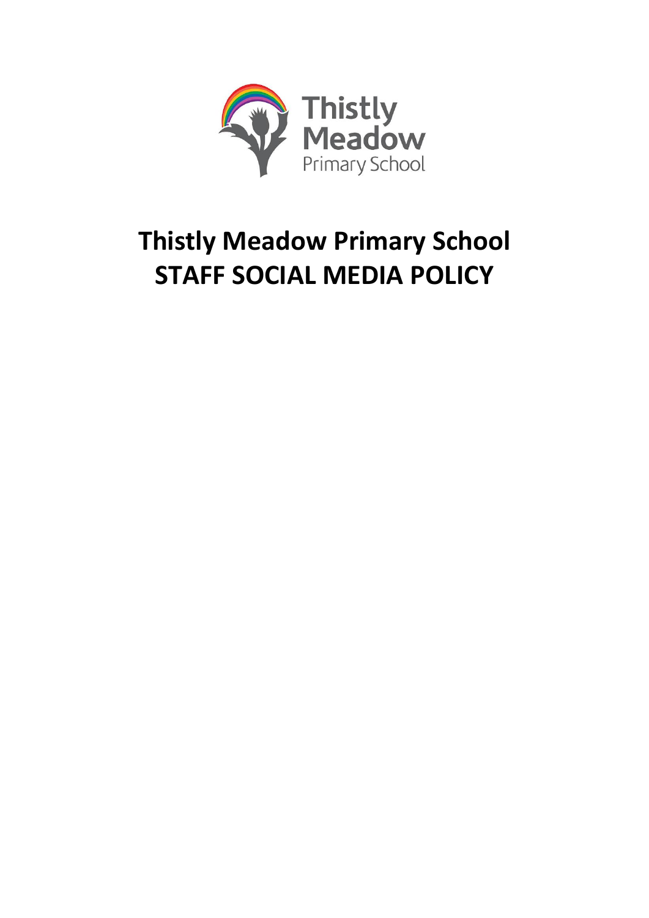# Thistly Meadow Primary School
# STAFF SOCIAL MEDIA POLICY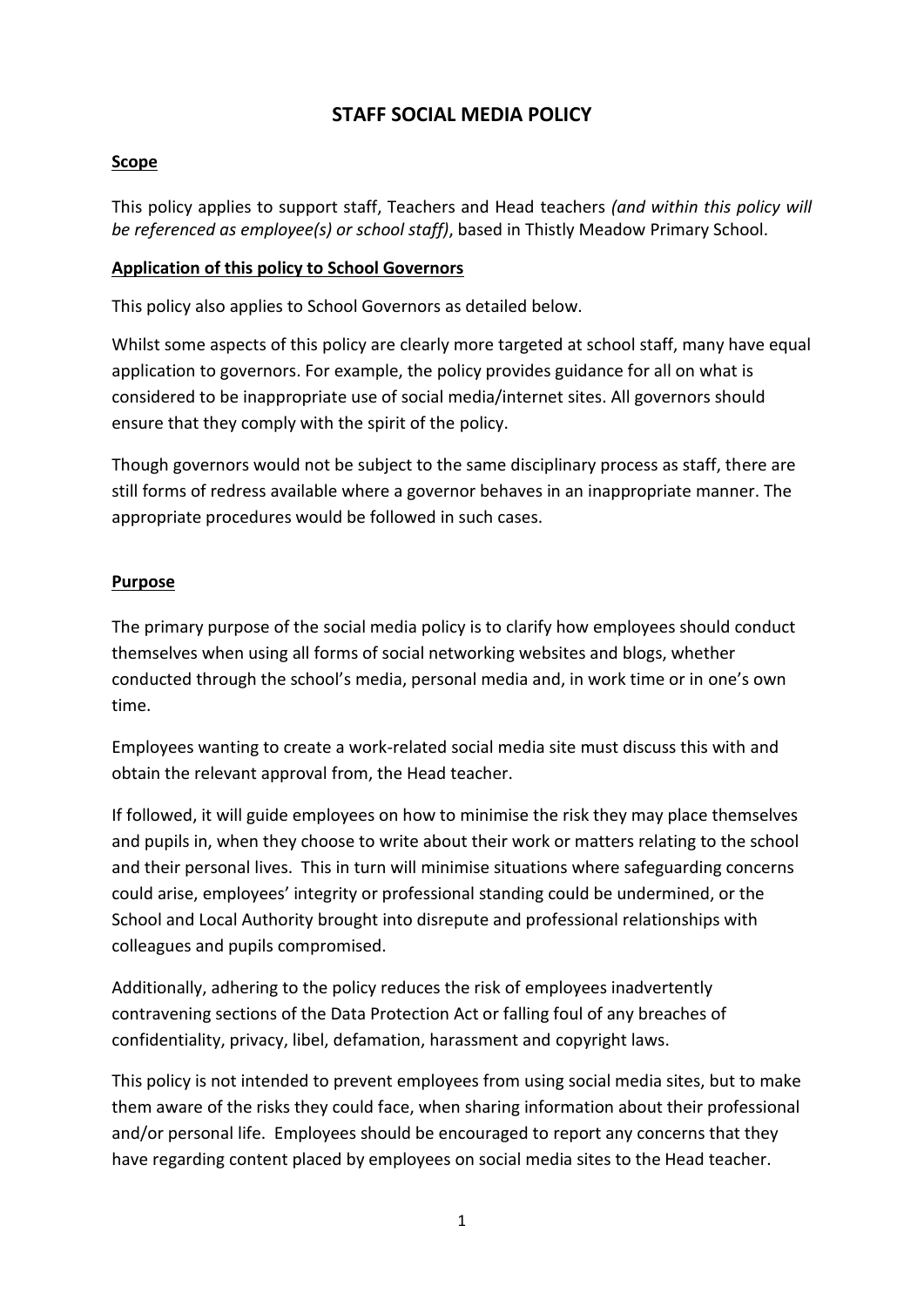# STAFF SOCIAL MEDIA POLICY

## Scope

This policy applies to support staff, Teachers and Head teachers *(and within this policy will be referenced as employee(s) or school staff)*, based in Thistly Meadow Primary School.

## Application of this policy to School Governors

This policy also applies to School Governors as detailed below.

Whilst some aspects of this policy are clearly more targeted at school staff, many have equal application to governors. For example, the policy provides guidance for all on what is considered to be inappropriate use of social media/internet sites. All governors should ensure that they comply with the spirit of the policy.

Though governors would not be subject to the same disciplinary process as staff, there are still forms of redress available where a governor behaves in an inappropriate manner. The appropriate procedures would be followed in such cases.

## Purpose

The primary purpose of the social media policy is to clarify how employees should conduct themselves when using all forms of social networking websites and blogs, whether conducted through the school's media, personal media and, in work time or in one's own time.

Employees wanting to create a work-related social media site must discuss this with and obtain the relevant approval from, the Head teacher.

If followed, it will guide employees on how to minimise the risk they may place themselves and pupils in, when they choose to write about their work or matters relating to the school and their personal lives. This in turn will minimise situations where safeguarding concerns could arise, employees' integrity or professional standing could be undermined, or the School and Local Authority brought into disrepute and professional relationships with colleagues and pupils compromised.

Additionally, adhering to the policy reduces the risk of employees inadvertently contravening sections of the Data Protection Act or falling foul of any breaches of confidentiality, privacy, libel, defamation, harassment and copyright laws.

This policy is not intended to prevent employees from using social media sites, but to make them aware of the risks they could face, when sharing information about their professional and/or personal life. Employees should be encouraged to report any concerns that they have regarding content placed by employees on social media sites to the Head teacher.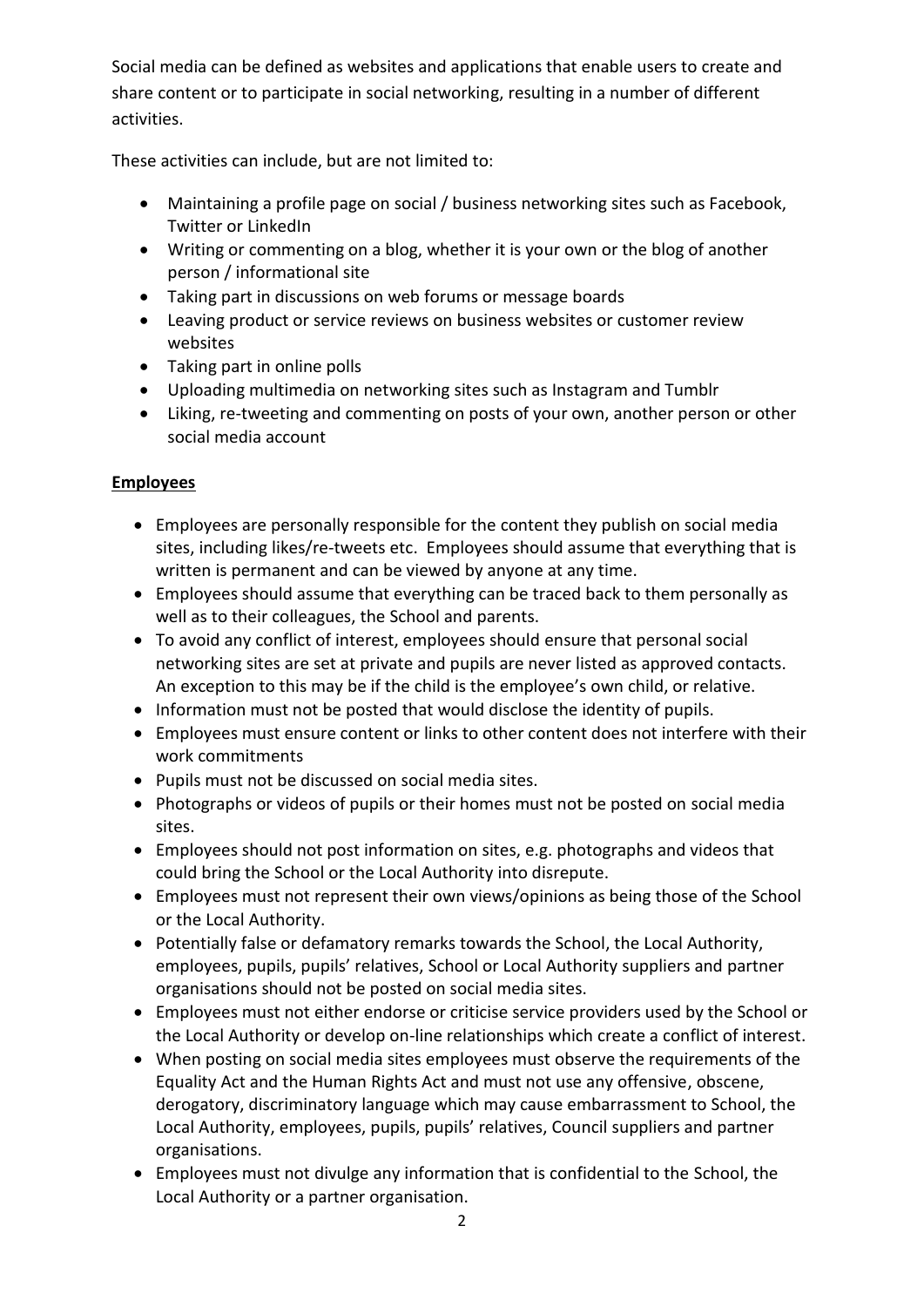Social media can be defined as websites and applications that enable users to create and share content or to participate in social networking, resulting in a number of different activities.

These activities can include, but are not limited to:

- Maintaining a profile page on social / business networking sites such as Facebook, Twitter or LinkedIn
- Writing or commenting on a blog, whether it is your own or the blog of another person / informational site
- Taking part in discussions on web forums or message boards
- Leaving product or service reviews on business websites or customer review websites
- Taking part in online polls
- Uploading multimedia on networking sites such as Instagram and Tumblr
- Liking, re-tweeting and commenting on posts of your own, another person or other social media account

## Employees

- Employees are personally responsible for the content they publish on social media sites, including likes/re-tweets etc. Employees should assume that everything that is written is permanent and can be viewed by anyone at any time.
- Employees should assume that everything can be traced back to them personally as well as to their colleagues, the School and parents.
- To avoid any conflict of interest, employees should ensure that personal social networking sites are set at private and pupils are never listed as approved contacts. An exception to this may be if the child is the employee's own child, or relative.
- Information must not be posted that would disclose the identity of pupils.
- Employees must ensure content or links to other content does not interfere with their work commitments
- Pupils must not be discussed on social media sites.
- Photographs or videos of pupils or their homes must not be posted on social media sites.
- Employees should not post information on sites, e.g. photographs and videos that could bring the School or the Local Authority into disrepute.
- Employees must not represent their own views/opinions as being those of the School or the Local Authority.
- Potentially false or defamatory remarks towards the School, the Local Authority, employees, pupils, pupils' relatives, School or Local Authority suppliers and partner organisations should not be posted on social media sites.
- Employees must not either endorse or criticise service providers used by the School or the Local Authority or develop on-line relationships which create a conflict of interest.
- When posting on social media sites employees must observe the requirements of the Equality Act and the Human Rights Act and must not use any offensive, obscene, derogatory, discriminatory language which may cause embarrassment to School, the Local Authority, employees, pupils, pupils' relatives, Council suppliers and partner organisations.
- Employees must not divulge any information that is confidential to the School, the Local Authority or a partner organisation.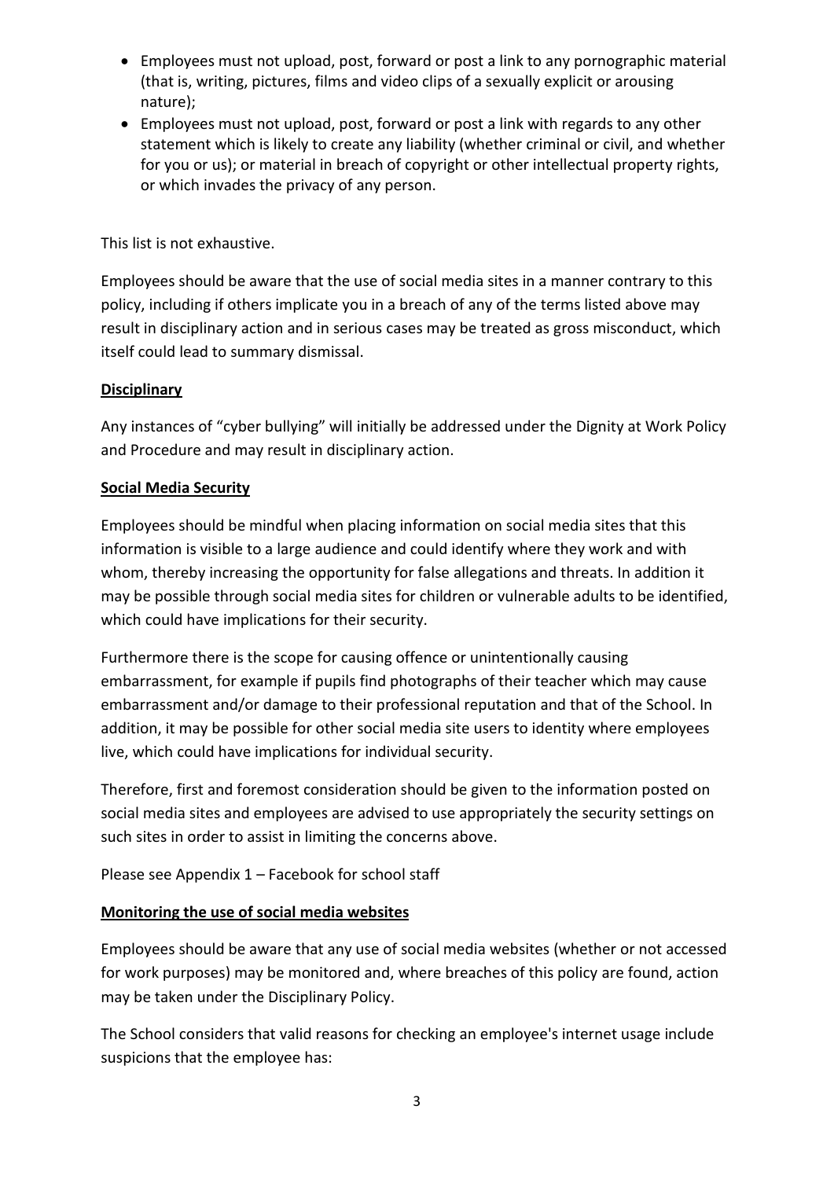- Employees must not upload, post, forward or post a link to any pornographic material (that is, writing, pictures, films and video clips of a sexually explicit or arousing nature);
- Employees must not upload, post, forward or post a link with regards to any other statement which is likely to create any liability (whether criminal or civil, and whether for you or us); or material in breach of copyright or other intellectual property rights, or which invades the privacy of any person.

This list is not exhaustive.

Employees should be aware that the use of social media sites in a manner contrary to this policy, including if others implicate you in a breach of any of the terms listed above may result in disciplinary action and in serious cases may be treated as gross misconduct, which itself could lead to summary dismissal.

**Disciplinary**

Any instances of "cyber bullying" will initially be addressed under the Dignity at Work Policy and Procedure and may result in disciplinary action.

**Social Media Security**

Employees should be mindful when placing information on social media sites that this information is visible to a large audience and could identify where they work and with whom, thereby increasing the opportunity for false allegations and threats. In addition it may be possible through social media sites for children or vulnerable adults to be identified, which could have implications for their security.

Furthermore there is the scope for causing offence or unintentionally causing embarrassment, for example if pupils find photographs of their teacher which may cause embarrassment and/or damage to their professional reputation and that of the School. In addition, it may be possible for other social media site users to identity where employees live, which could have implications for individual security.

Therefore, first and foremost consideration should be given to the information posted on social media sites and employees are advised to use appropriately the security settings on such sites in order to assist in limiting the concerns above.

Please see Appendix 1 – Facebook for school staff

**Monitoring the use of social media websites**

Employees should be aware that any use of social media websites (whether or not accessed for work purposes) may be monitored and, where breaches of this policy are found, action may be taken under the Disciplinary Policy.

The School considers that valid reasons for checking an employee's internet usage include suspicions that the employee has: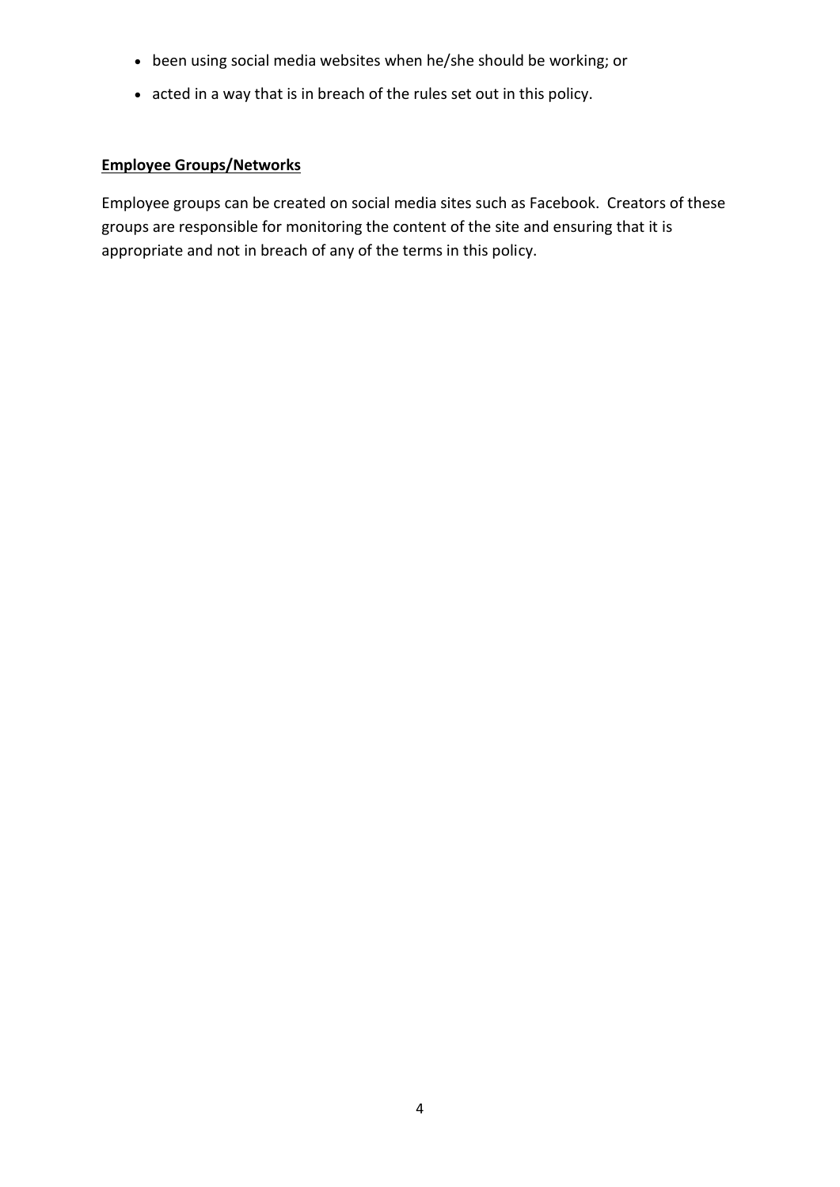- been using social media websites when he/she should be working; or
- acted in a way that is in breach of the rules set out in this policy.

**Employee Groups/Networks**

Employee groups can be created on social media sites such as Facebook. Creators of these groups are responsible for monitoring the content of the site and ensuring that it is appropriate and not in breach of any of the terms in this policy.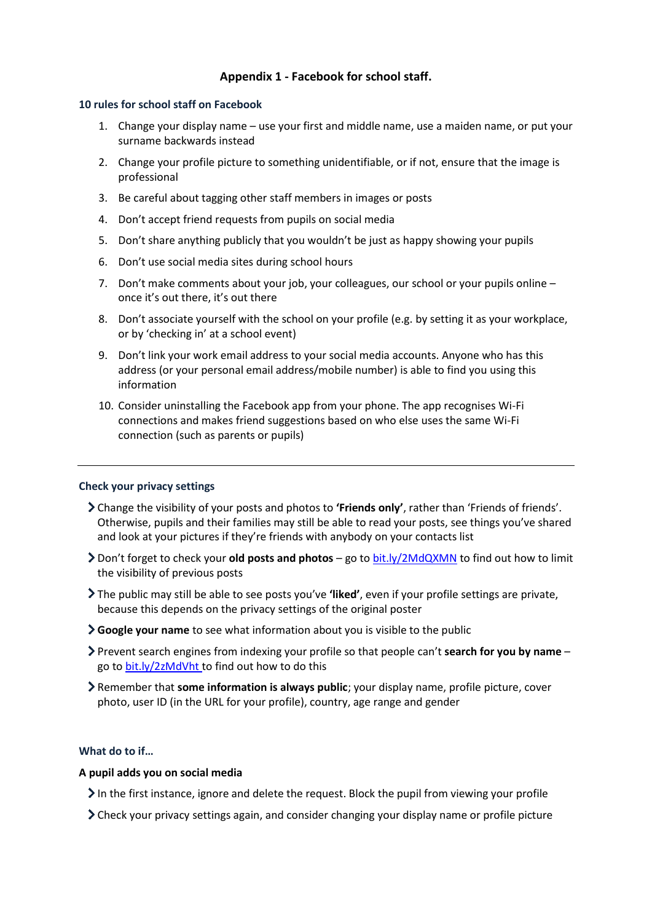## Appendix 1 - Facebook for school staff.

### 10 rules for school staff on Facebook

1. Change your display name – use your first and middle name, use a maiden name, or put your surname backwards instead
2. Change your profile picture to something unidentifiable, or if not, ensure that the image is professional
3. Be careful about tagging other staff members in images or posts
4. Don't accept friend requests from pupils on social media
5. Don't share anything publicly that you wouldn't be just as happy showing your pupils
6. Don't use social media sites during school hours
7. Don't make comments about your job, your colleagues, our school or your pupils online – once it's out there, it's out there
8. Don't associate yourself with the school on your profile (e.g. by setting it as your workplace, or by 'checking in' at a school event)
9. Don't link your work email address to your social media accounts. Anyone who has this address (or your personal email address/mobile number) is able to find you using this information
10. Consider uninstalling the Facebook app from your phone. The app recognises Wi-Fi connections and makes friend suggestions based on who else uses the same Wi-Fi connection (such as parents or pupils)

---

### Check your privacy settings

- Change the visibility of your posts and photos to **'Friends only'**, rather than 'Friends of friends'. Otherwise, pupils and their families may still be able to read your posts, see things you've shared and look at your pictures if they're friends with anybody on your contacts list
- Don't forget to check your **old posts and photos** – go to [bit.ly/2MdQXMN](bit.ly/2MdQXMN) to find out how to limit the visibility of previous posts
- The public may still be able to see posts you've **'liked'**, even if your profile settings are private, because this depends on the privacy settings of the original poster
- **Google your name** to see what information about you is visible to the public
- Prevent search engines from indexing your profile so that people can't **search for you by name** – go to [bit.ly/2zMdVht](bit.ly/2zMdVht) to find out how to do this
- Remember that **some information is always public**; your display name, profile picture, cover photo, user ID (in the URL for your profile), country, age range and gender

### What do to if…

**A pupil adds you on social media**

- In the first instance, ignore and delete the request. Block the pupil from viewing your profile
- Check your privacy settings again, and consider changing your display name or profile picture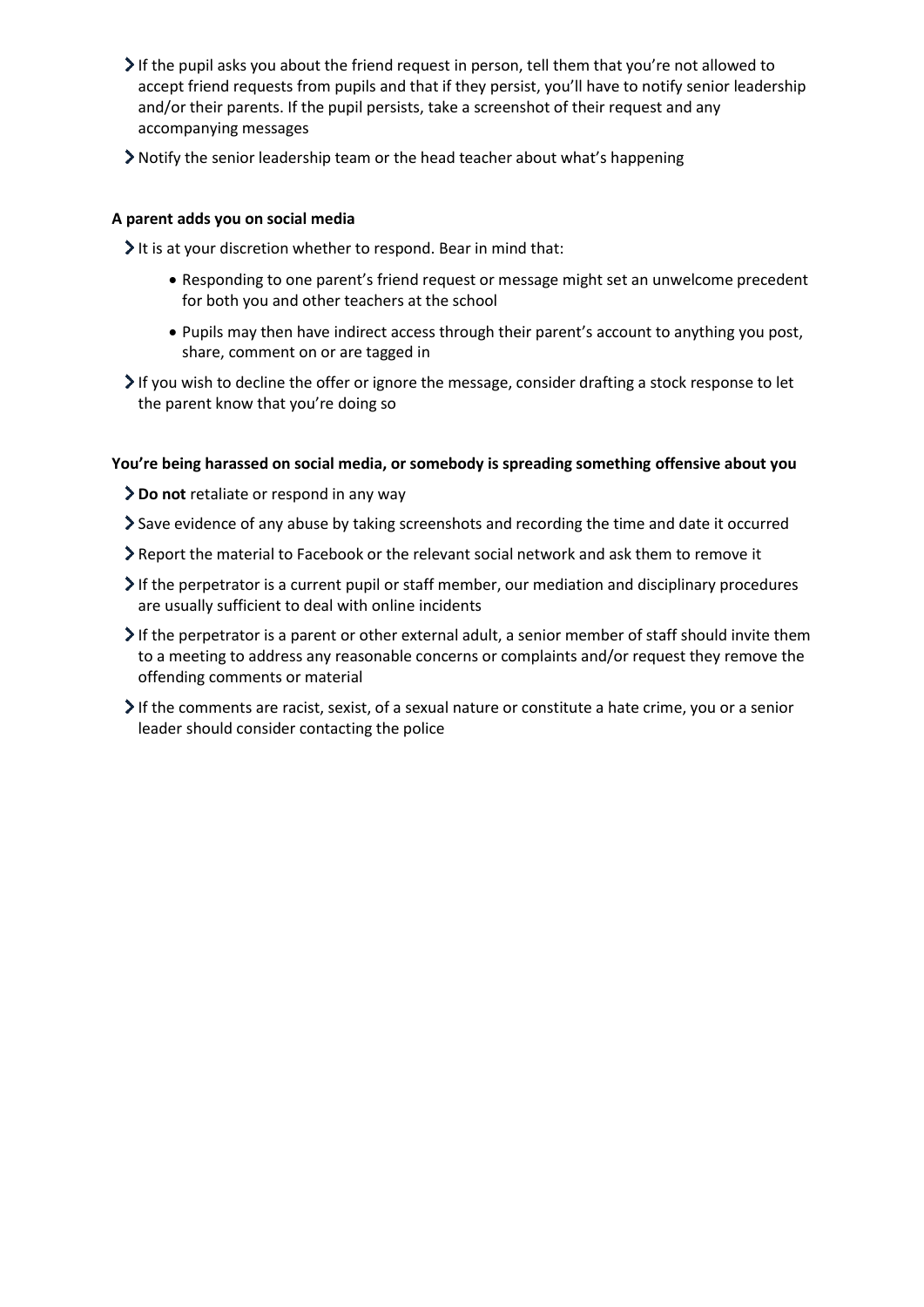- If the pupil asks you about the friend request in person, tell them that you're not allowed to accept friend requests from pupils and that if they persist, you'll have to notify senior leadership and/or their parents. If the pupil persists, take a screenshot of their request and any accompanying messages
- Notify the senior leadership team or the head teacher about what's happening

**A parent adds you on social media**

- It is at your discretion whether to respond. Bear in mind that:
  - Responding to one parent's friend request or message might set an unwelcome precedent for both you and other teachers at the school
  - Pupils may then have indirect access through their parent's account to anything you post, share, comment on or are tagged in
- If you wish to decline the offer or ignore the message, consider drafting a stock response to let the parent know that you're doing so

**You're being harassed on social media, or somebody is spreading something offensive about you**

- **Do not** retaliate or respond in any way
- Save evidence of any abuse by taking screenshots and recording the time and date it occurred
- Report the material to Facebook or the relevant social network and ask them to remove it
- If the perpetrator is a current pupil or staff member, our mediation and disciplinary procedures are usually sufficient to deal with online incidents
- If the perpetrator is a parent or other external adult, a senior member of staff should invite them to a meeting to address any reasonable concerns or complaints and/or request they remove the offending comments or material
- If the comments are racist, sexist, of a sexual nature or constitute a hate crime, you or a senior leader should consider contacting the police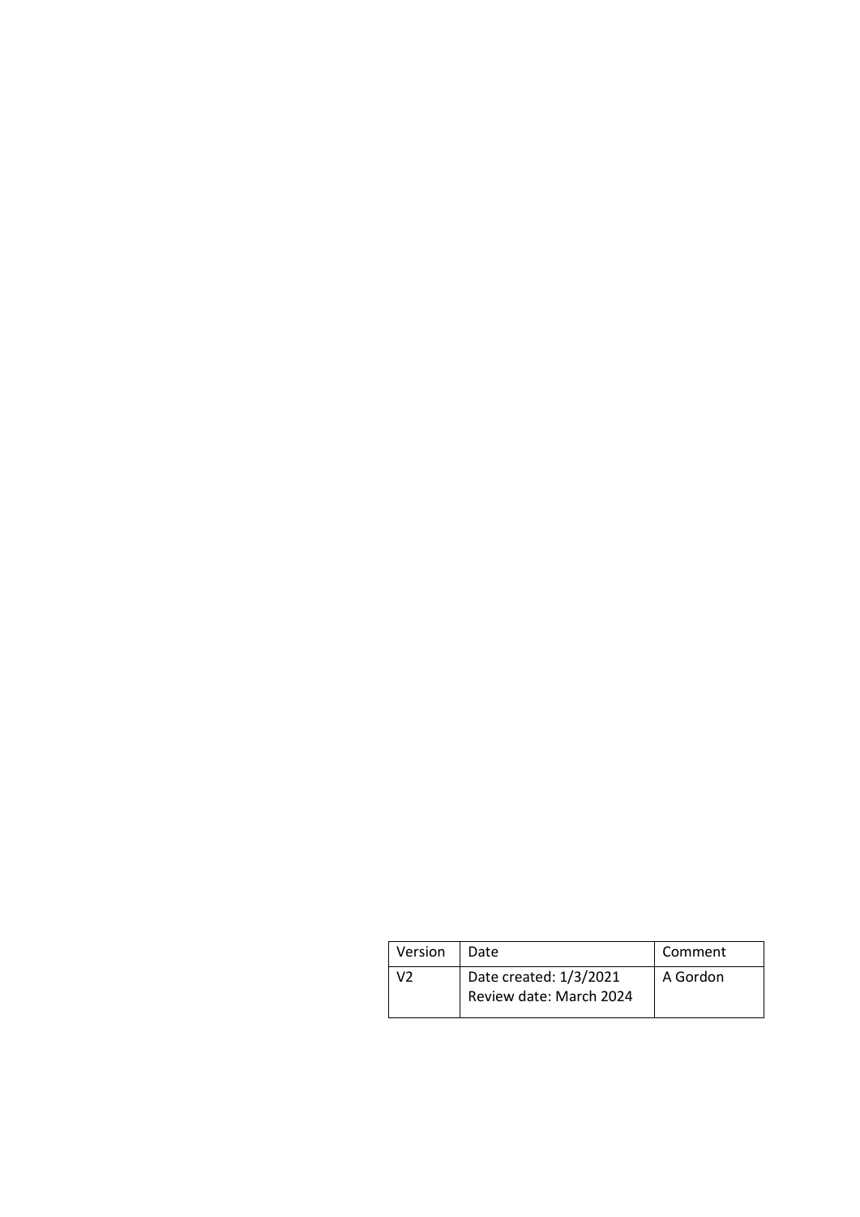| Version | Date | Comment |
| --- | --- | --- |
| V2 | Date created: 1/3/2021<br>Review date: March 2024 | A Gordon |